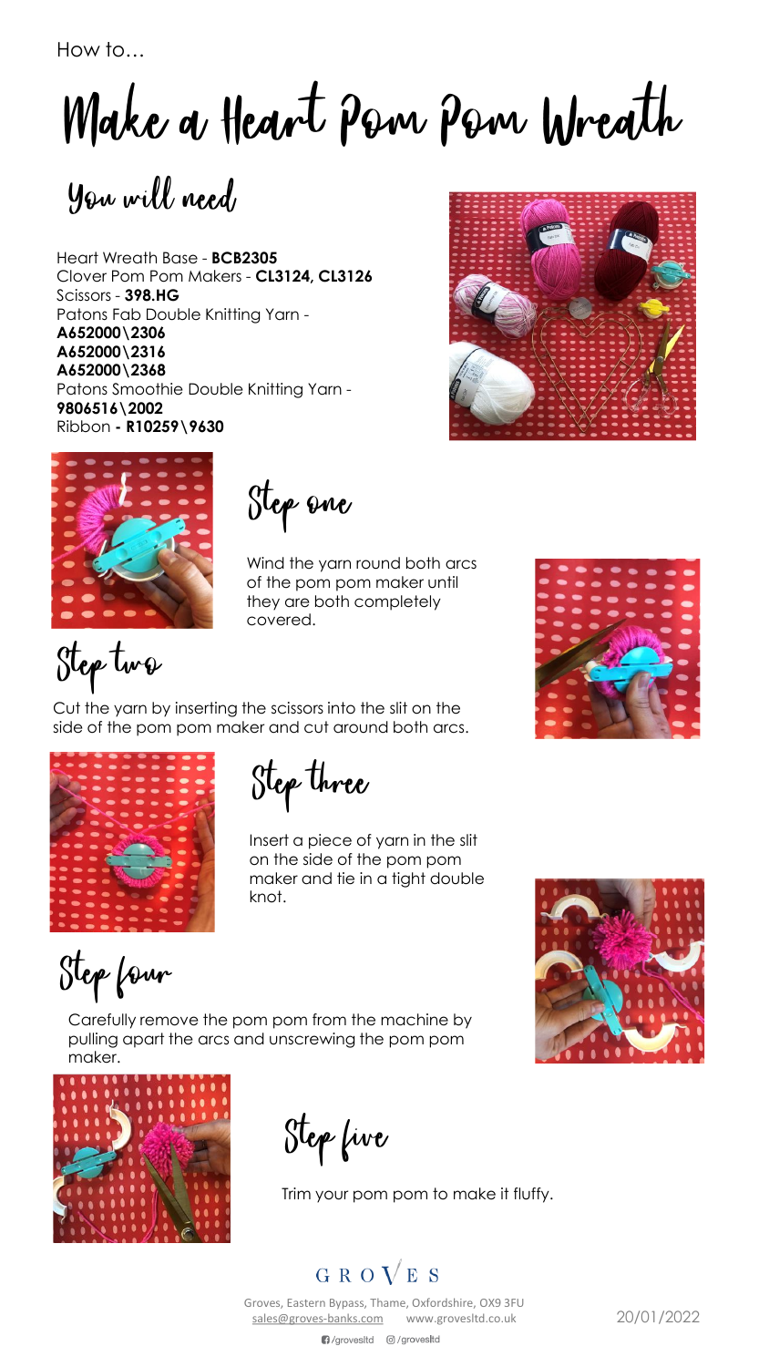How to…

# Make a Heart Pom Pom Wreath

## You will need

Heart Wreath Base - **BCB2305**
Clover Pom Pom Makers - **CL3124, CL3126**
Scissors - **398.HG**
Patons Fab Double Knitting Yarn -
**A652000\2306**
**A652000\2316**
**A652000\2368**
Patons Smoothie Double Knitting Yarn -
**9806516\2002**
Ribbon **- R10259\9630**

## Step one

Wind the yarn round both arcs of the pom pom maker until they are both completely covered.

## Step two

Cut the yarn by inserting the scissors into the slit on the side of the pom pom maker and cut around both arcs.

## Step three

Insert a piece of yarn in the slit on the side of the pom pom maker and tie in a tight double knot.

## Step four

Carefully remove the pom pom from the machine by pulling apart the arcs and unscrewing the pom pom maker.

## Step five

Trim your pom pom to make it fluffy.

GROVES

Groves, Eastern Bypass, Thame, Oxfordshire, OX9 3FU
sales@groves-banks.com www.grovesltd.co.uk

/grovesltd /grovesltd

20/01/2022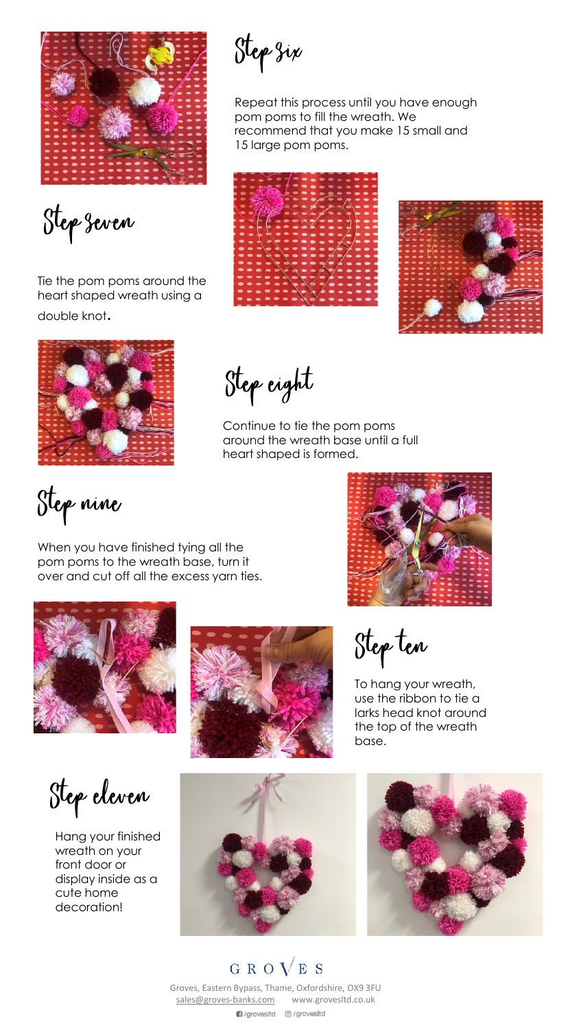## Step six

Repeat this process until you have enough pom poms to fill the wreath. We recommend that you make 15 small and 15 large pom poms.

## Step seven

Tie the pom poms around the heart shaped wreath using a double knot.

## Step eight

Continue to tie the pom poms around the wreath base until a full heart shaped is formed.

## Step nine

When you have finished tying all the pom poms to the wreath base, turn it over and cut off all the excess yarn ties.

## Step ten

To hang your wreath, use the ribbon to tie a larks head knot around the top of the wreath base.

## Step eleven

Hang your finished wreath on your front door or display inside as a cute home decoration!

GROVES

Groves, Eastern Bypass, Thame, Oxfordshire, OX9 3FU
sales@groves-banks.com www.grovesltd.co.uk
/grovesltd /grovesltd